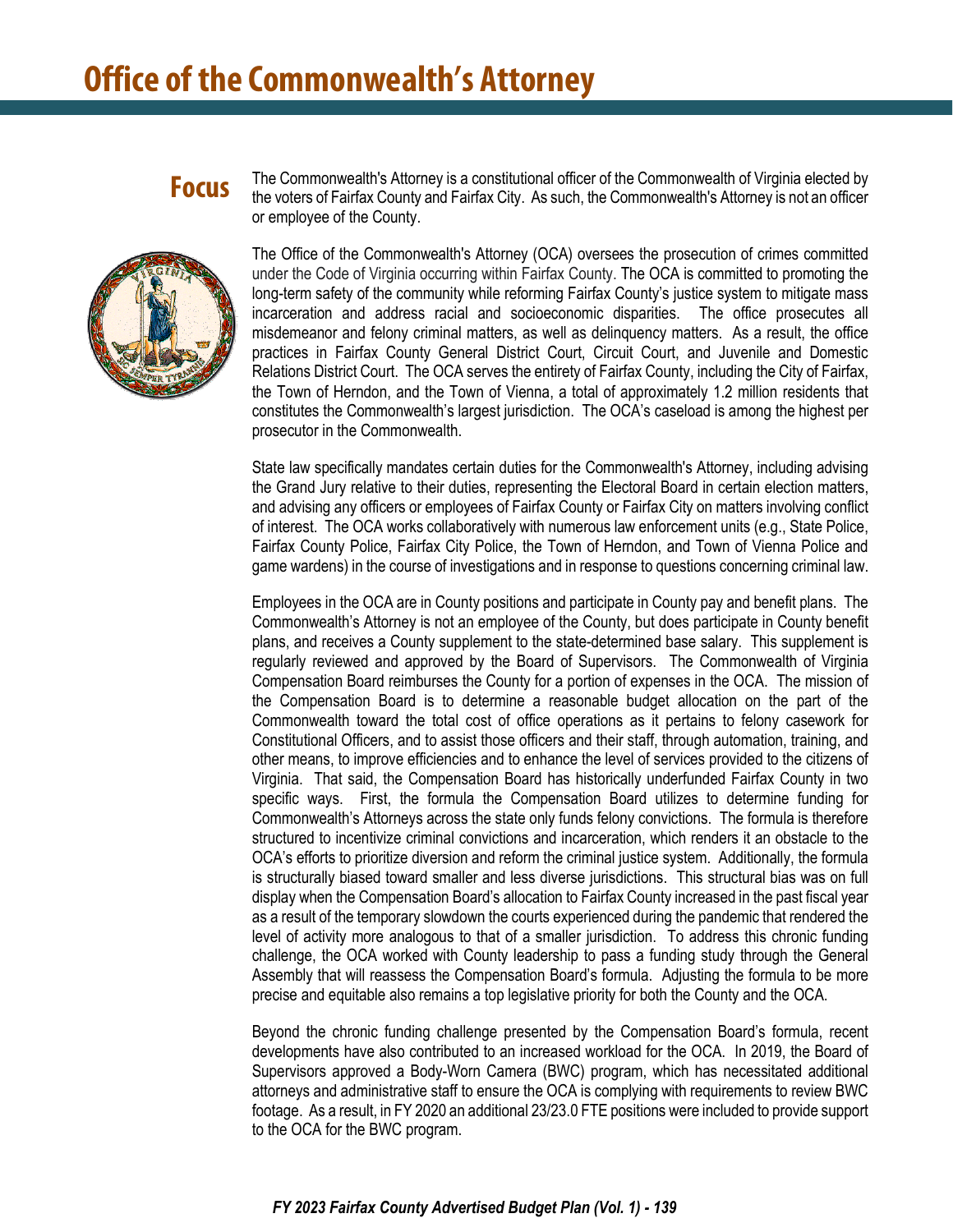# Office of the Commonwealth's Attorney

## Focus

The Commonwealth's Attorney is a constitutional officer of the Commonwealth of Virginia elected by the voters of Fairfax County and Fairfax City. As such, the Commonwealth's Attorney is not an officer or employee of the County.

The Office of the Commonwealth's Attorney (OCA) oversees the prosecution of crimes committed under the Code of Virginia occurring within Fairfax County. The OCA is committed to promoting the long-term safety of the community while reforming Fairfax County's justice system to mitigate mass incarceration and address racial and socioeconomic disparities. The office prosecutes all misdemeanor and felony criminal matters, as well as delinquency matters. As a result, the office practices in Fairfax County General District Court, Circuit Court, and Juvenile and Domestic Relations District Court. The OCA serves the entirety of Fairfax County, including the City of Fairfax, the Town of Herndon, and the Town of Vienna, a total of approximately 1.2 million residents that constitutes the Commonwealth's largest jurisdiction. The OCA's caseload is among the highest per prosecutor in the Commonwealth.

State law specifically mandates certain duties for the Commonwealth's Attorney, including advising the Grand Jury relative to their duties, representing the Electoral Board in certain election matters, and advising any officers or employees of Fairfax County or Fairfax City on matters involving conflict of interest. The OCA works collaboratively with numerous law enforcement units (e.g., State Police, Fairfax County Police, Fairfax City Police, the Town of Herndon, and Town of Vienna Police and game wardens) in the course of investigations and in response to questions concerning criminal law.

Employees in the OCA are in County positions and participate in County pay and benefit plans. The Commonwealth's Attorney is not an employee of the County, but does participate in County benefit plans, and receives a County supplement to the state-determined base salary. This supplement is regularly reviewed and approved by the Board of Supervisors. The Commonwealth of Virginia Compensation Board reimburses the County for a portion of expenses in the OCA. The mission of the Compensation Board is to determine a reasonable budget allocation on the part of the Commonwealth toward the total cost of office operations as it pertains to felony casework for Constitutional Officers, and to assist those officers and their staff, through automation, training, and other means, to improve efficiencies and to enhance the level of services provided to the citizens of Virginia. That said, the Compensation Board has historically underfunded Fairfax County in two specific ways. First, the formula the Compensation Board utilizes to determine funding for Commonwealth's Attorneys across the state only funds felony convictions. The formula is therefore structured to incentivize criminal convictions and incarceration, which renders it an obstacle to the OCA's efforts to prioritize diversion and reform the criminal justice system. Additionally, the formula is structurally biased toward smaller and less diverse jurisdictions. This structural bias was on full display when the Compensation Board's allocation to Fairfax County increased in the past fiscal year as a result of the temporary slowdown the courts experienced during the pandemic that rendered the level of activity more analogous to that of a smaller jurisdiction. To address this chronic funding challenge, the OCA worked with County leadership to pass a funding study through the General Assembly that will reassess the Compensation Board's formula. Adjusting the formula to be more precise and equitable also remains a top legislative priority for both the County and the OCA.

Beyond the chronic funding challenge presented by the Compensation Board's formula, recent developments have also contributed to an increased workload for the OCA. In 2019, the Board of Supervisors approved a Body-Worn Camera (BWC) program, which has necessitated additional attorneys and administrative staff to ensure the OCA is complying with requirements to review BWC footage. As a result, in FY 2020 an additional 23/23.0 FTE positions were included to provide support to the OCA for the BWC program.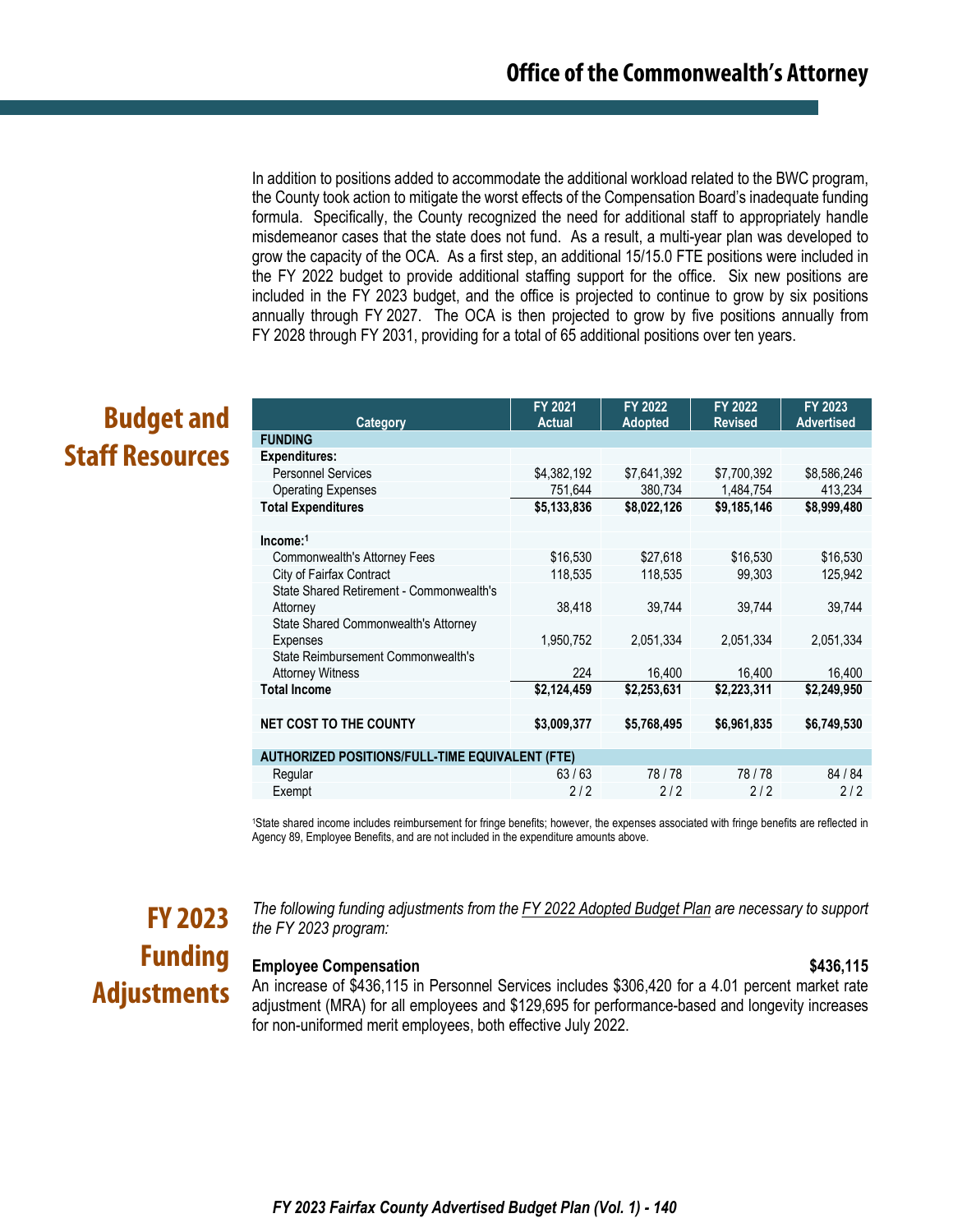In addition to positions added to accommodate the additional workload related to the BWC program, the County took action to mitigate the worst effects of the Compensation Board's inadequate funding formula. Specifically, the County recognized the need for additional staff to appropriately handle misdemeanor cases that the state does not fund. As a result, a multi-year plan was developed to grow the capacity of the OCA. As a first step, an additional 15/15.0 FTE positions were included in the FY 2022 budget to provide additional staffing support for the office. Six new positions are included in the FY 2023 budget, and the office is projected to continue to grow by six positions annually through FY 2027. The OCA is then projected to grow by five positions annually from FY 2028 through FY 2031, providing for a total of 65 additional positions over ten years.

## Budget and Staff Resources

| Category | FY 2021 Actual | FY 2022 Adopted | FY 2022 Revised | FY 2023 Advertised |
|---|---|---|---|---|
| **FUNDING** | | | | |
| **Expenditures:** | | | | |
| Personnel Services | $4,382,192 | $7,641,392 | $7,700,392 | $8,586,246 |
| Operating Expenses | 751,644 | 380,734 | 1,484,754 | 413,234 |
| **Total Expenditures** | **$5,133,836** | **$8,022,126** | **$9,185,146** | **$8,999,480** |
| | | | | |
| **Income:**[1] | | | | |
| Commonwealth's Attorney Fees | $16,530 | $27,618 | $16,530 | $16,530 |
| City of Fairfax Contract | 118,535 | 118,535 | 99,303 | 125,942 |
| State Shared Retirement - Commonwealth's Attorney | 38,418 | 39,744 | 39,744 | 39,744 |
| State Shared Commonwealth's Attorney Expenses | 1,950,752 | 2,051,334 | 2,051,334 | 2,051,334 |
| State Reimbursement Commonwealth's Attorney Witness | 224 | 16,400 | 16,400 | 16,400 |
| **Total Income** | **$2,124,459** | **$2,253,631** | **$2,223,311** | **$2,249,950** |
| | | | | |
| **NET COST TO THE COUNTY** | **$3,009,377** | **$5,768,495** | **$6,961,835** | **$6,749,530** |
| | | | | |
| **AUTHORIZED POSITIONS/FULL-TIME EQUIVALENT (FTE)** | | | | |
| Regular | 63 / 63 | 78 / 78 | 78 / 78 | 84 / 84 |
| Exempt | 2 / 2 | 2 / 2 | 2 / 2 | 2 / 2 |

[1]State shared income includes reimbursement for fringe benefits; however, the expenses associated with fringe benefits are reflected in Agency 89, Employee Benefits, and are not included in the expenditure amounts above.

## FY 2023 Funding Adjustments

*The following funding adjustments from the FY 2022 Adopted Budget Plan are necessary to support the FY 2023 program:*

**Employee Compensation** **$436,115**

An increase of $436,115 in Personnel Services includes $306,420 for a 4.01 percent market rate adjustment (MRA) for all employees and $129,695 for performance-based and longevity increases for non-uniformed merit employees, both effective July 2022.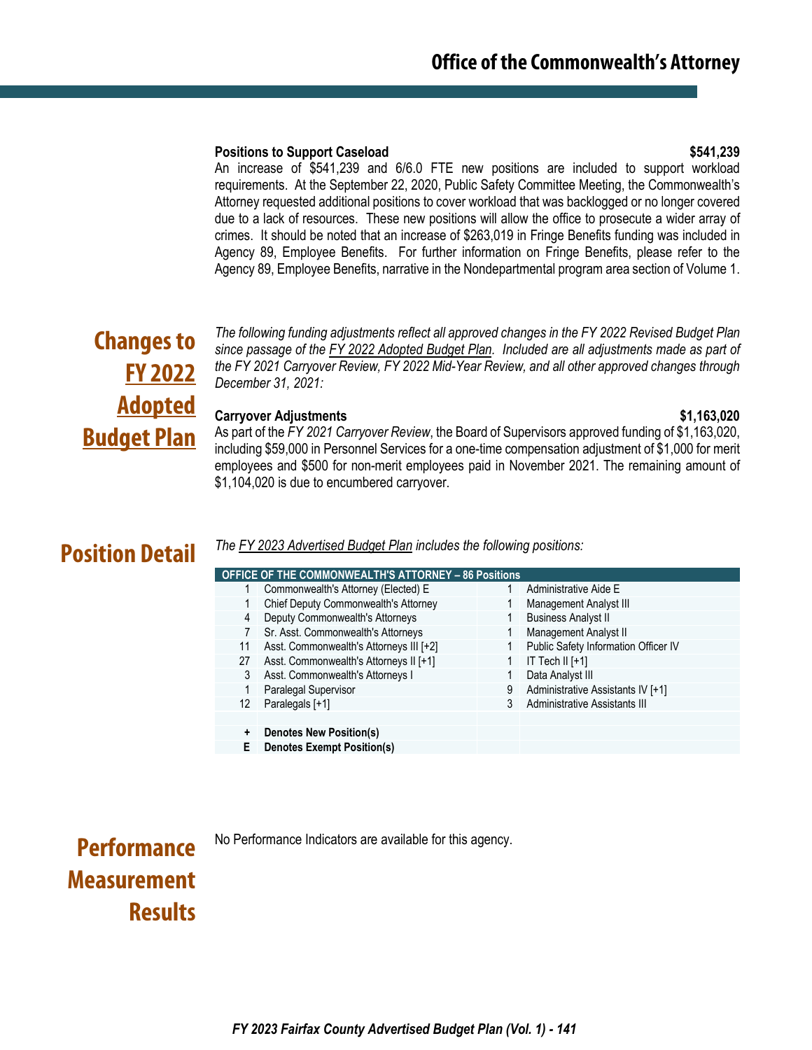**Positions to Support Caseload** **$541,239**

An increase of $541,239 and 6/6.0 FTE new positions are included to support workload requirements. At the September 22, 2020, Public Safety Committee Meeting, the Commonwealth's Attorney requested additional positions to cover workload that was backlogged or no longer covered due to a lack of resources. These new positions will allow the office to prosecute a wider array of crimes. It should be noted that an increase of $263,019 in Fringe Benefits funding was included in Agency 89, Employee Benefits. For further information on Fringe Benefits, please refer to the Agency 89, Employee Benefits, narrative in the Nondepartmental program area section of Volume 1.

## Changes to FY 2022 Adopted Budget Plan

*The following funding adjustments reflect all approved changes in the FY 2022 Revised Budget Plan since passage of the FY 2022 Adopted Budget Plan. Included are all adjustments made as part of the FY 2021 Carryover Review, FY 2022 Mid-Year Review, and all other approved changes through December 31, 2021:*

**Carryover Adjustments** **$1,163,020**

As part of the *FY 2021 Carryover Review*, the Board of Supervisors approved funding of $1,163,020, including $59,000 in Personnel Services for a one-time compensation adjustment of $1,000 for merit employees and $500 for non-merit employees paid in November 2021. The remaining amount of $1,104,020 is due to encumbered carryover.

## Position Detail

*The FY 2023 Advertised Budget Plan includes the following positions:*

| OFFICE OF THE COMMONWEALTH'S ATTORNEY – 86 Positions | | | |
|---|---|---|---|
| 1 | Commonwealth's Attorney (Elected) E | 1 | Administrative Aide E |
| 1 | Chief Deputy Commonwealth's Attorney | 1 | Management Analyst III |
| 4 | Deputy Commonwealth's Attorneys | 1 | Business Analyst II |
| 7 | Sr. Asst. Commonwealth's Attorneys | 1 | Management Analyst II |
| 11 | Asst. Commonwealth's Attorneys III [+2] | 1 | Public Safety Information Officer IV |
| 27 | Asst. Commonwealth's Attorneys II [+1] | 1 | IT Tech II [+1] |
| 3 | Asst. Commonwealth's Attorneys I | 1 | Data Analyst III |
| 1 | Paralegal Supervisor | 9 | Administrative Assistants IV [+1] |
| 12 | Paralegals [+1] | 3 | Administrative Assistants III |
| | | | |
| **+** | **Denotes New Position(s)** | | |
| **E** | **Denotes Exempt Position(s)** | | |

## Performance Measurement Results

No Performance Indicators are available for this agency.